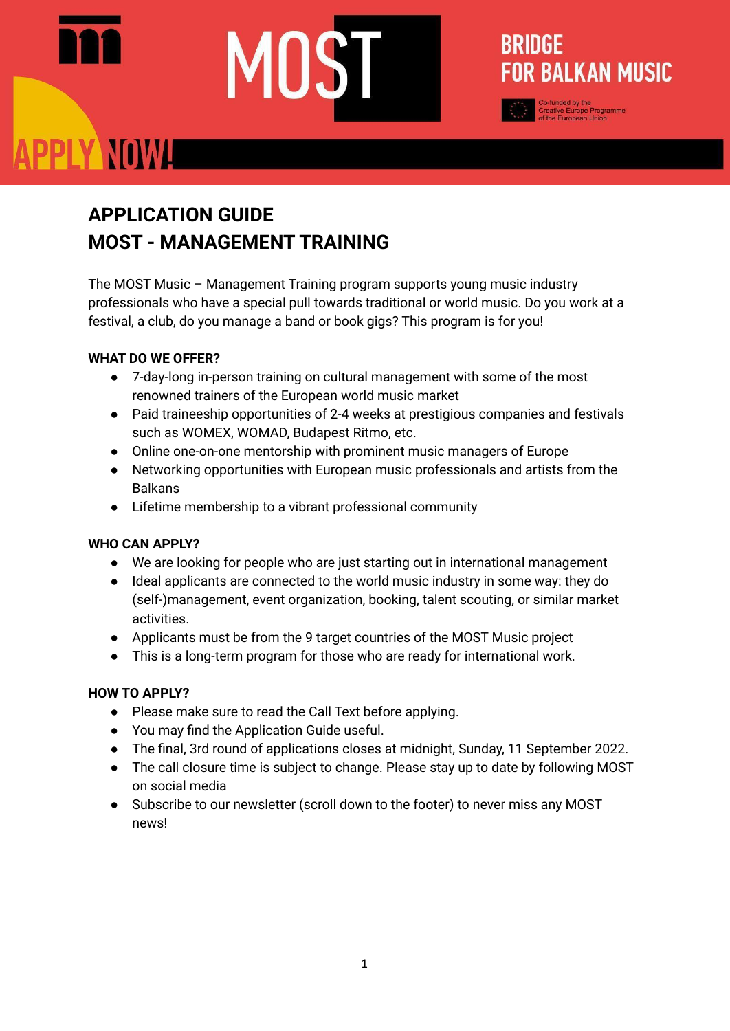MOST

BRIDGE FOR BALKAN MUSIC

Co-funded by the Creative Europe Programme of the European Union

APPLY NOW!

# APPLICATION GUIDE
# MOST - MANAGEMENT TRAINING

The MOST Music – Management Training program supports young music industry professionals who have a special pull towards traditional or world music. Do you work at a festival, a club, do you manage a band or book gigs? This program is for you!

**WHAT DO WE OFFER?**

- 7-day-long in-person training on cultural management with some of the most renowned trainers of the European world music market
- Paid traineeship opportunities of 2-4 weeks at prestigious companies and festivals such as WOMEX, WOMAD, Budapest Ritmo, etc.
- Online one-on-one mentorship with prominent music managers of Europe
- Networking opportunities with European music professionals and artists from the Balkans
- Lifetime membership to a vibrant professional community

**WHO CAN APPLY?**

- We are looking for people who are just starting out in international management
- Ideal applicants are connected to the world music industry in some way: they do (self-)management, event organization, booking, talent scouting, or similar market activities.
- Applicants must be from the 9 target countries of the MOST Music project
- This is a long-term program for those who are ready for international work.

**HOW TO APPLY?**

- Please make sure to read the Call Text before applying.
- You may find the Application Guide useful.
- The final, 3rd round of applications closes at midnight, Sunday, 11 September 2022.
- The call closure time is subject to change. Please stay up to date by following MOST on social media
- Subscribe to our newsletter (scroll down to the footer) to never miss any MOST news!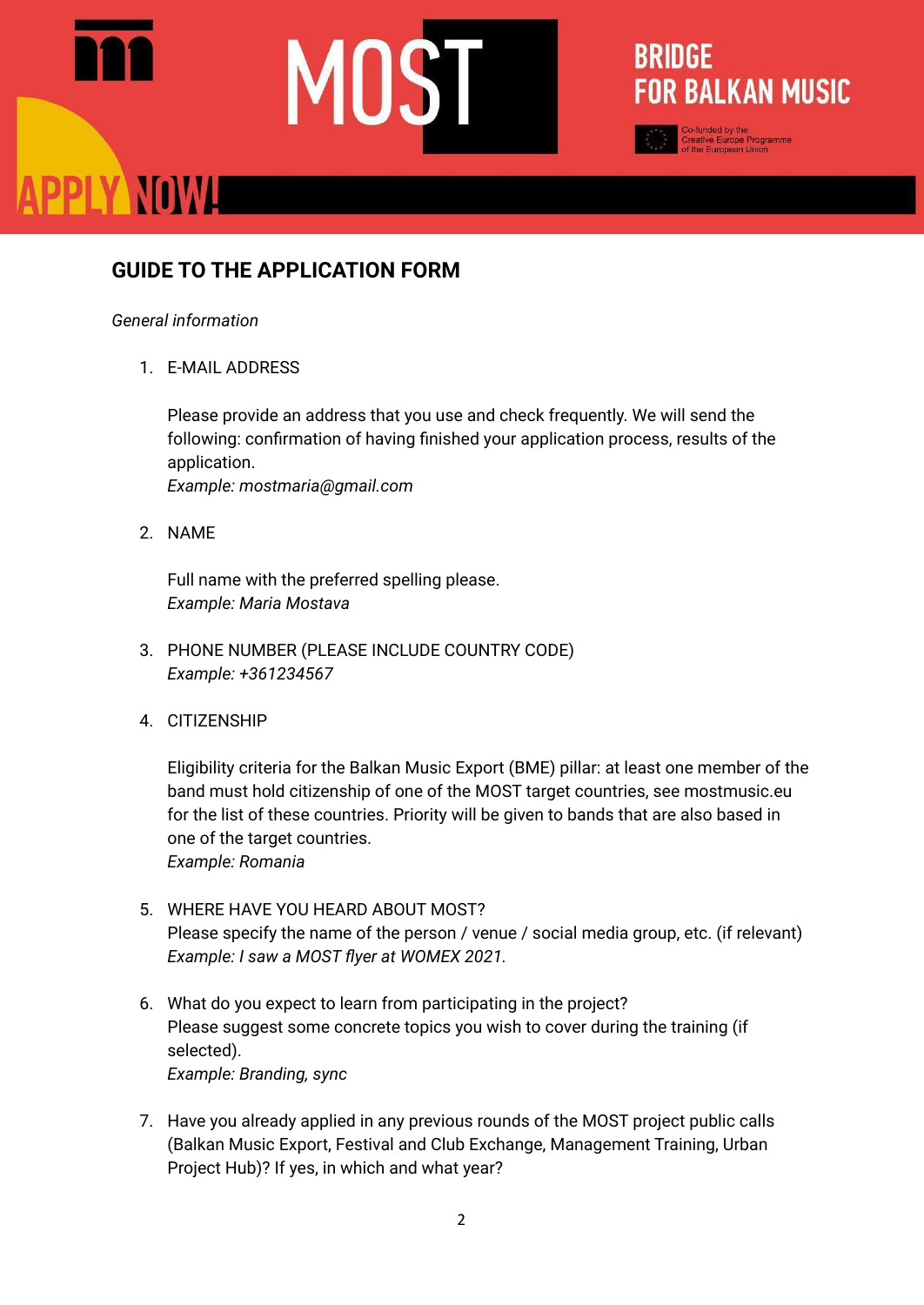## GUIDE TO THE APPLICATION FORM

*General information*

1. E-MAIL ADDRESS

   Please provide an address that you use and check frequently. We will send the following: confirmation of having finished your application process, results of the application.
   *Example: mostmaria@gmail.com*

2. NAME

   Full name with the preferred spelling please.
   *Example: Maria Mostava*

3. PHONE NUMBER (PLEASE INCLUDE COUNTRY CODE)
   *Example: +361234567*

4. CITIZENSHIP

   Eligibility criteria for the Balkan Music Export (BME) pillar: at least one member of the band must hold citizenship of one of the MOST target countries, see mostmusic.eu for the list of these countries. Priority will be given to bands that are also based in one of the target countries.
   *Example: Romania*

5. WHERE HAVE YOU HEARD ABOUT MOST?
   Please specify the name of the person / venue / social media group, etc. (if relevant)
   *Example: I saw a MOST flyer at WOMEX 2021.*

6. What do you expect to learn from participating in the project?
   Please suggest some concrete topics you wish to cover during the training (if selected).
   *Example: Branding, sync*

7. Have you already applied in any previous rounds of the MOST project public calls (Balkan Music Export, Festival and Club Exchange, Management Training, Urban Project Hub)? If yes, in which and what year?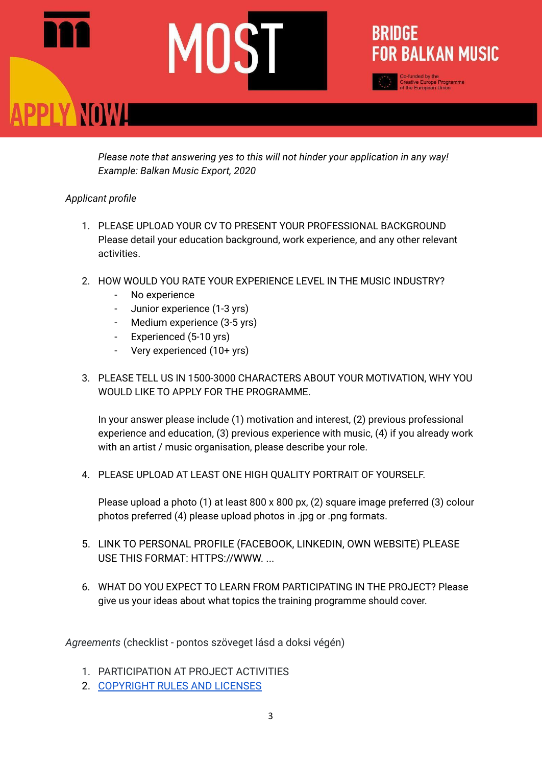*Please note that answering yes to this will not hinder your application in any way!*
*Example: Balkan Music Export, 2020*

*Applicant profile*

1. PLEASE UPLOAD YOUR CV TO PRESENT YOUR PROFESSIONAL BACKGROUND
   Please detail your education background, work experience, and any other relevant activities.

2. HOW WOULD YOU RATE YOUR EXPERIENCE LEVEL IN THE MUSIC INDUSTRY?
   - No experience
   - Junior experience (1-3 yrs)
   - Medium experience (3-5 yrs)
   - Experienced (5-10 yrs)
   - Very experienced (10+ yrs)

3. PLEASE TELL US IN 1500-3000 CHARACTERS ABOUT YOUR MOTIVATION, WHY YOU WOULD LIKE TO APPLY FOR THE PROGRAMME.

   In your answer please include (1) motivation and interest, (2) previous professional experience and education, (3) previous experience with music, (4) if you already work with an artist / music organisation, please describe your role.

4. PLEASE UPLOAD AT LEAST ONE HIGH QUALITY PORTRAIT OF YOURSELF.

   Please upload a photo (1) at least 800 x 800 px, (2) square image preferred (3) colour photos preferred (4) please upload photos in .jpg or .png formats.

5. LINK TO PERSONAL PROFILE (FACEBOOK, LINKEDIN, OWN WEBSITE) PLEASE USE THIS FORMAT: HTTPS://WWW. ...

6. WHAT DO YOU EXPECT TO LEARN FROM PARTICIPATING IN THE PROJECT? Please give us your ideas about what topics the training programme should cover.

*Agreements* (checklist - pontos szöveget lásd a doksi végén)

1. PARTICIPATION AT PROJECT ACTIVITIES
2. COPYRIGHT RULES AND LICENSES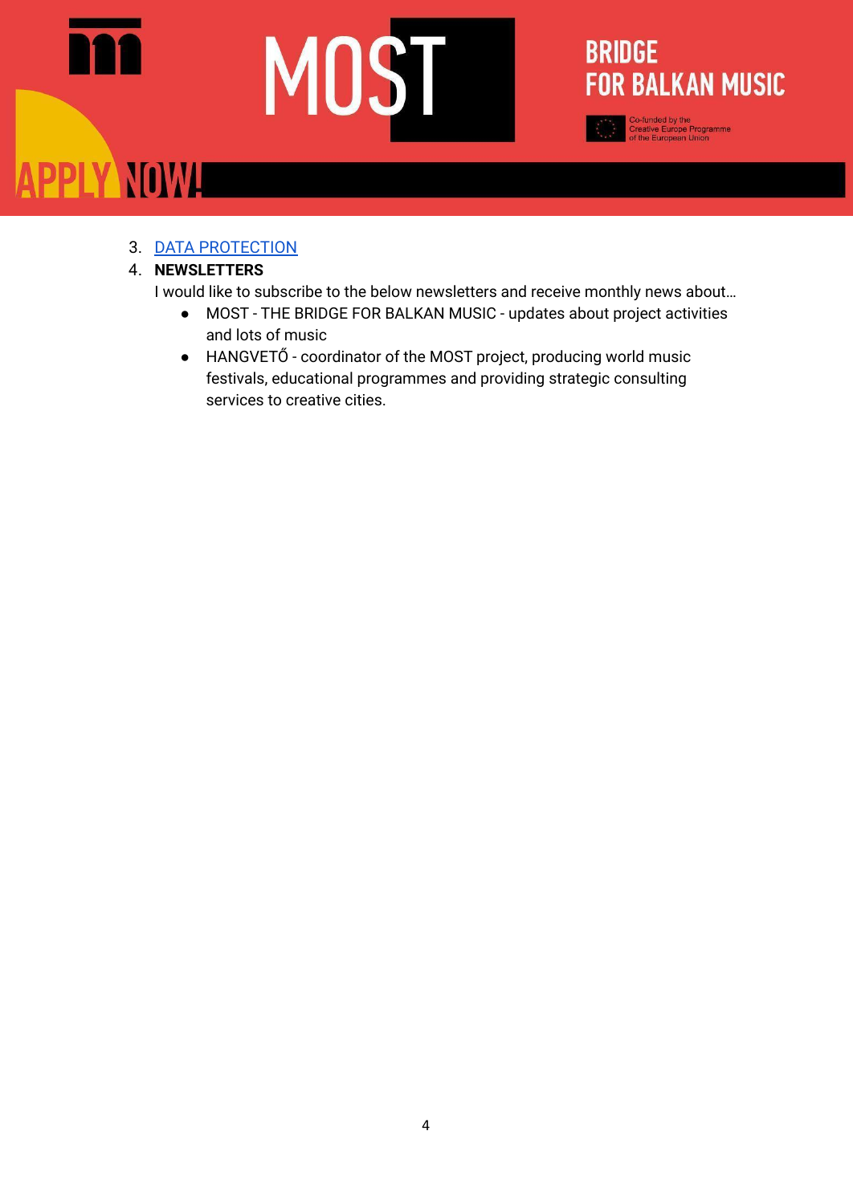3. [DATA PROTECTION]()
4. **NEWSLETTERS**

   I would like to subscribe to the below newsletters and receive monthly news about…

   - MOST - THE BRIDGE FOR BALKAN MUSIC - updates about project activities and lots of music
   - HANGVETŐ - coordinator of the MOST project, producing world music festivals, educational programmes and providing strategic consulting services to creative cities.